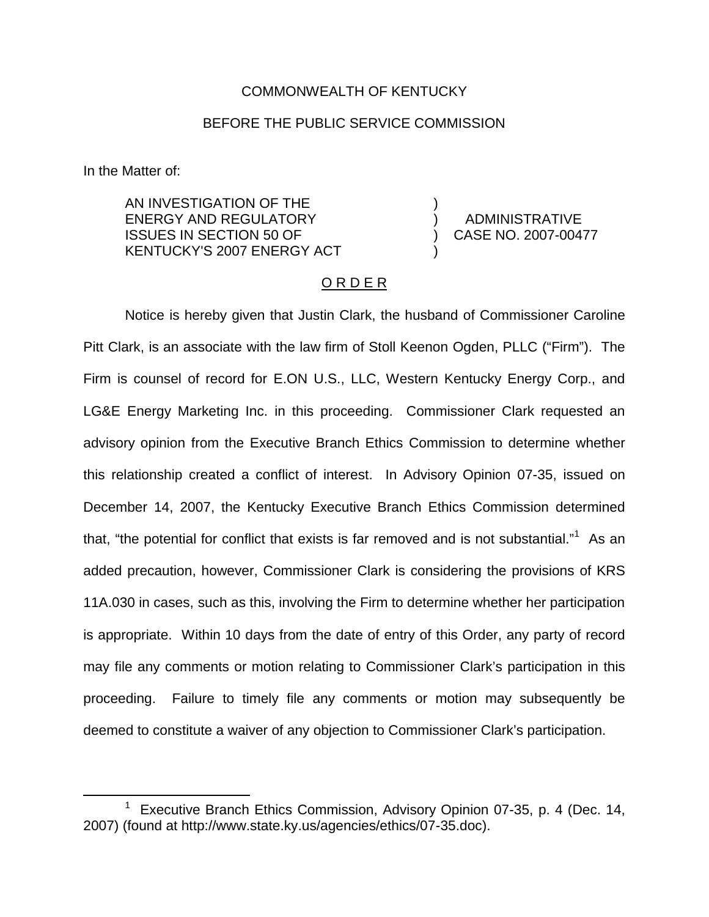COMMONWEALTH OF KENTUCKY

BEFORE THE PUBLIC SERVICE COMMISSION

In the Matter of:

| | | |
|---|---|---|
| AN INVESTIGATION OF THE ENERGY AND REGULATORY ISSUES IN SECTION 50 OF KENTUCKY'S 2007 ENERGY ACT | ) ) ) ) | ADMINISTRATIVE CASE NO. 2007-00477 |

O R D E R

Notice is hereby given that Justin Clark, the husband of Commissioner Caroline Pitt Clark, is an associate with the law firm of Stoll Keenon Ogden, PLLC ("Firm"). The Firm is counsel of record for E.ON U.S., LLC, Western Kentucky Energy Corp., and LG&E Energy Marketing Inc. in this proceeding. Commissioner Clark requested an advisory opinion from the Executive Branch Ethics Commission to determine whether this relationship created a conflict of interest. In Advisory Opinion 07-35, issued on December 14, 2007, the Kentucky Executive Branch Ethics Commission determined that, "the potential for conflict that exists is far removed and is not substantial."[1] As an added precaution, however, Commissioner Clark is considering the provisions of KRS 11A.030 in cases, such as this, involving the Firm to determine whether her participation is appropriate. Within 10 days from the date of entry of this Order, any party of record may file any comments or motion relating to Commissioner Clark's participation in this proceeding. Failure to timely file any comments or motion may subsequently be deemed to constitute a waiver of any objection to Commissioner Clark's participation.

[1] Executive Branch Ethics Commission, Advisory Opinion 07-35, p. 4 (Dec. 14, 2007) (found at http://www.state.ky.us/agencies/ethics/07-35.doc).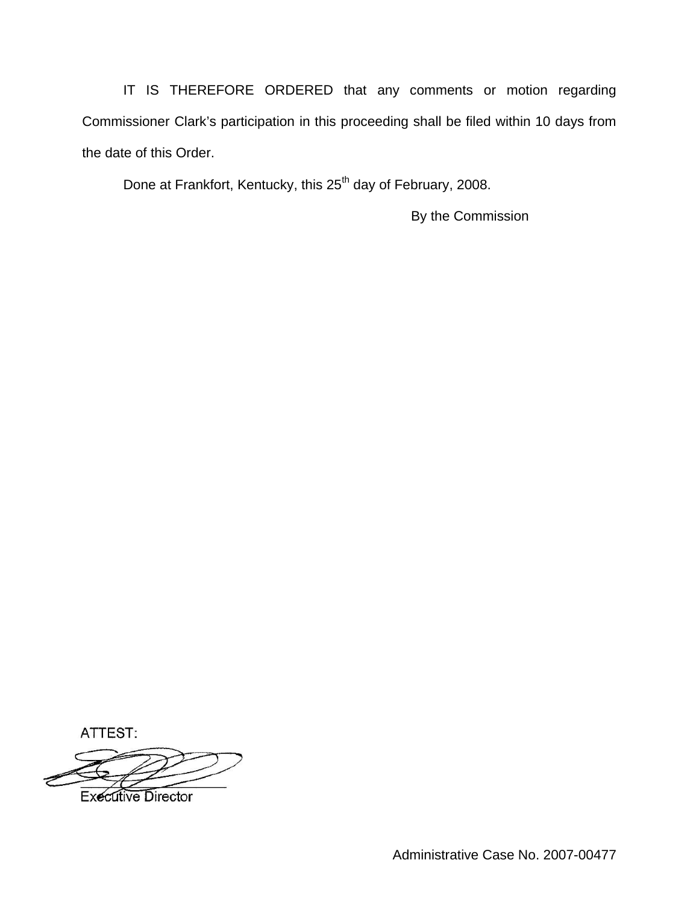IT IS THEREFORE ORDERED that any comments or motion regarding Commissioner Clark's participation in this proceeding shall be filed within 10 days from the date of this Order.

Done at Frankfort, Kentucky, this 25th day of February, 2008.

By the Commission

ATTEST:

Executive Director

Administrative Case No. 2007-00477